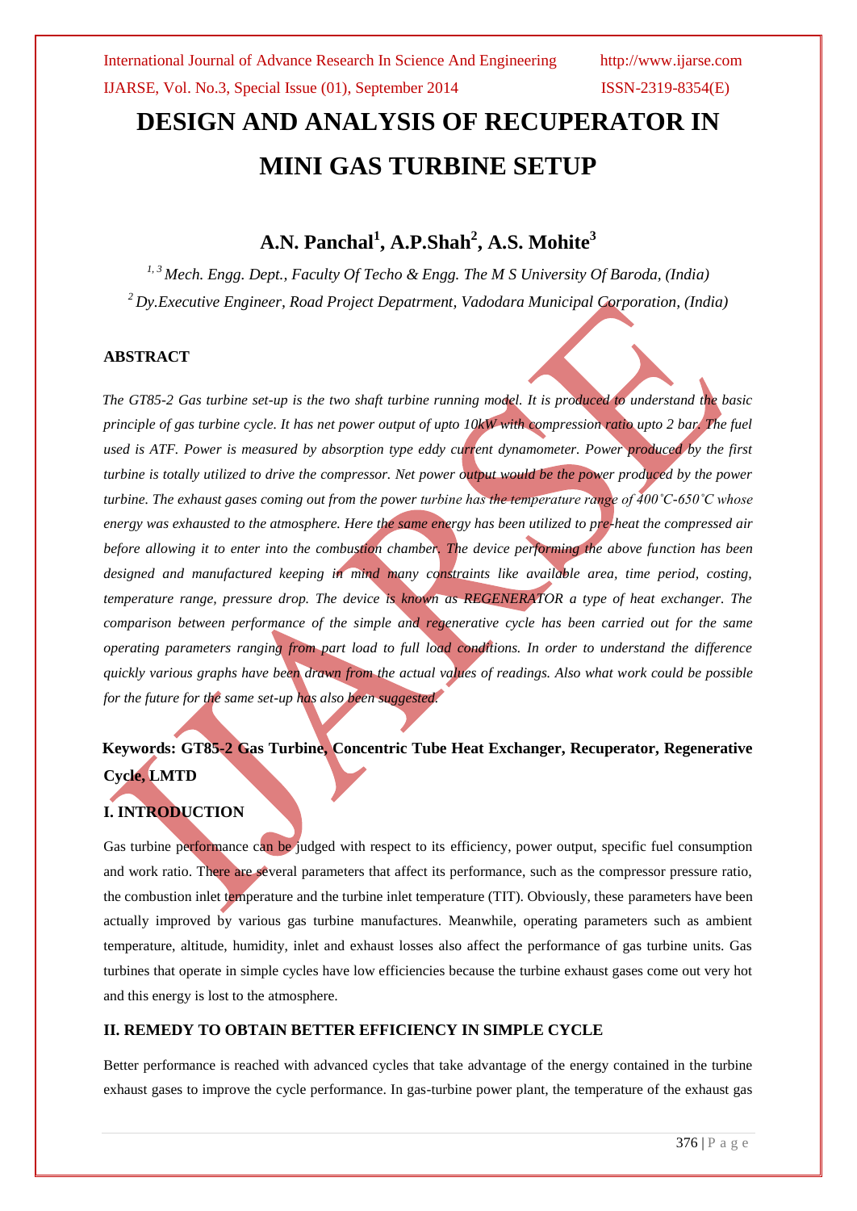# DESIGN AND ANALYSIS OF RECUPERATOR IN MINI GAS TURBINE SETUP

## A.N. Panchal[1], A.P.Shah[2], A.S. Mohite[3]

*[1, 3] Mech. Engg. Dept., Faculty Of Techo & Engg. The M S University Of Baroda, (India)*

*[2] Dy.Executive Engineer, Road Project Depatrment, Vadodara Municipal Corporation, (India)*

### ABSTRACT

*The GT85-2 Gas turbine set-up is the two shaft turbine running model. It is produced to understand the basic principle of gas turbine cycle. It has net power output of upto 10kW with compression ratio upto 2 bar. The fuel used is ATF. Power is measured by absorption type eddy current dynamometer. Power produced by the first turbine is totally utilized to drive the compressor. Net power output would be the power produced by the power turbine. The exhaust gases coming out from the power turbine has the temperature range of 400˚C-650˚C whose energy was exhausted to the atmosphere. Here the same energy has been utilized to pre-heat the compressed air before allowing it to enter into the combustion chamber. The device performing the above function has been designed and manufactured keeping in mind many constraints like available area, time period, costing, temperature range, pressure drop. The device is known as REGENERATOR a type of heat exchanger. The comparison between performance of the simple and regenerative cycle has been carried out for the same operating parameters ranging from part load to full load conditions. In order to understand the difference quickly various graphs have been drawn from the actual values of readings. Also what work could be possible for the future for the same set-up has also been suggested.*

**Keywords: GT85-2 Gas Turbine, Concentric Tube Heat Exchanger, Recuperator, Regenerative Cycle, LMTD**

### I. INTRODUCTION

Gas turbine performance can be judged with respect to its efficiency, power output, specific fuel consumption and work ratio. There are several parameters that affect its performance, such as the compressor pressure ratio, the combustion inlet temperature and the turbine inlet temperature (TIT). Obviously, these parameters have been actually improved by various gas turbine manufactures. Meanwhile, operating parameters such as ambient temperature, altitude, humidity, inlet and exhaust losses also affect the performance of gas turbine units. Gas turbines that operate in simple cycles have low efficiencies because the turbine exhaust gases come out very hot and this energy is lost to the atmosphere.

### II. REMEDY TO OBTAIN BETTER EFFICIENCY IN SIMPLE CYCLE

Better performance is reached with advanced cycles that take advantage of the energy contained in the turbine exhaust gases to improve the cycle performance. In gas-turbine power plant, the temperature of the exhaust gas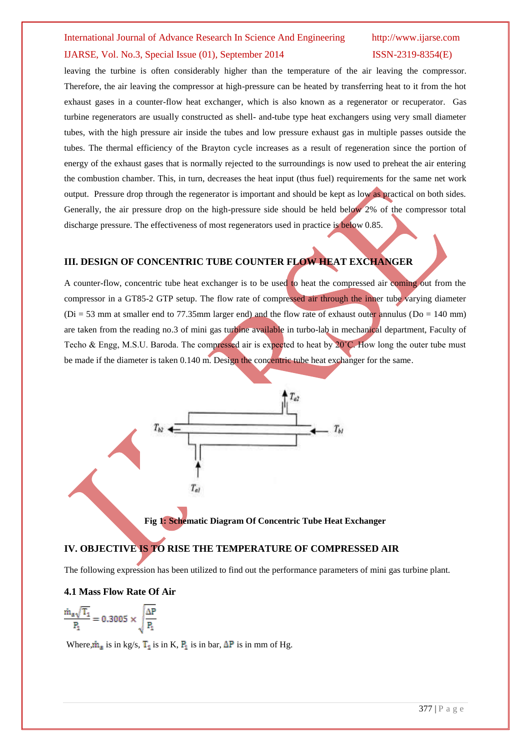leaving the turbine is often considerably higher than the temperature of the air leaving the compressor. Therefore, the air leaving the compressor at high-pressure can be heated by transferring heat to it from the hot exhaust gases in a counter-flow heat exchanger, which is also known as a regenerator or recuperator. Gas turbine regenerators are usually constructed as shell- and-tube type heat exchangers using very small diameter tubes, with the high pressure air inside the tubes and low pressure exhaust gas in multiple passes outside the tubes. The thermal efficiency of the Brayton cycle increases as a result of regeneration since the portion of energy of the exhaust gases that is normally rejected to the surroundings is now used to preheat the air entering the combustion chamber. This, in turn, decreases the heat input (thus fuel) requirements for the same net work output. Pressure drop through the regenerator is important and should be kept as low as practical on both sides. Generally, the air pressure drop on the high-pressure side should be held below 2% of the compressor total discharge pressure. The effectiveness of most regenerators used in practice is below 0.85.

## III. DESIGN OF CONCENTRIC TUBE COUNTER FLOW HEAT EXCHANGER

A counter-flow, concentric tube heat exchanger is to be used to heat the compressed air coming out from the compressor in a GT85-2 GTP setup. The flow rate of compressed air through the inner tube varying diameter (Di = 53 mm at smaller end to 77.35mm larger end) and the flow rate of exhaust outer annulus (Do = 140 mm) are taken from the reading no.3 of mini gas turbine available in turbo-lab in mechanical department, Faculty of Techo & Engg, M.S.U. Baroda. The compressed air is expected to heat by 20˚C. How long the outer tube must be made if the diameter is taken 0.140 m. Design the concentric tube heat exchanger for the same.

$T_{a2}$ $T_{b2}$ $T_{b1}$ $T_{a1}$

**Fig 1: Schematic Diagram Of Concentric Tube Heat Exchanger**

## IV. OBJECTIVE IS TO RISE THE TEMPERATURE OF COMPRESSED AIR

The following expression has been utilized to find out the performance parameters of mini gas turbine plant.

### 4.1 Mass Flow Rate Of Air

$$\frac{\dot{m}_a\sqrt{T_1}}{P_1} = 0.3005 \times \sqrt{\frac{\Delta P}{P_1}}$$

Where, $\dot{m}_a$ is in kg/s, $T_1$ is in K, $P_1$ is in bar, $\Delta P$ is in mm of Hg.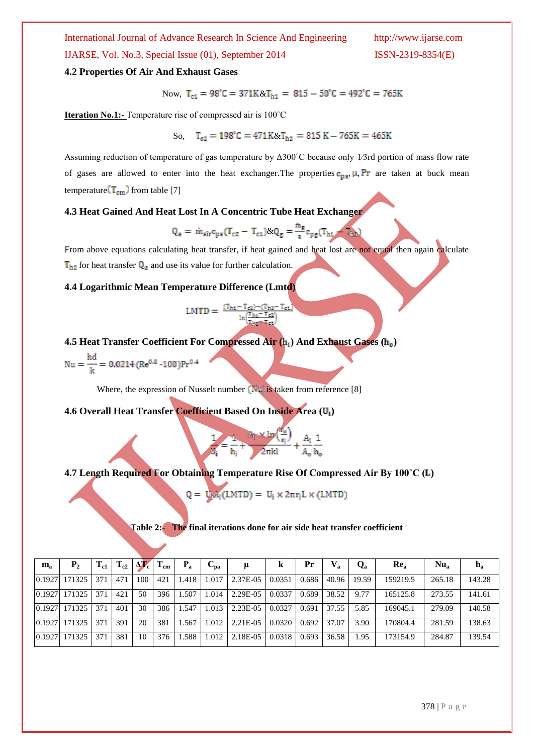### 4.2 Properties Of Air And Exhaust Gases

$$\text{Now, } T_{c1} = 98^{\circ}C = 371K \,\&\, T_{h1} = 815 - 50^{\circ}C = 492^{\circ}C = 765K$$

**Iteration No.1:-** Temperature rise of compressed air is 100˚C

$$\text{So, } T_{c2} = 198^{\circ}C = 471K \,\&\, T_{h2} = 815\,K - 765K = 465K$$

Assuming reduction of temperature of gas temperature by Δ300˚C because only 1⁄3rd portion of mass flow rate of gases are allowed to enter into the heat exchanger.The properties $c_{pa}, \mu, Pr$ are taken at buck mean temperature$(T_{cm})$ from table [7]

### 4.3 Heat Gained And Heat Lost In A Concentric Tube Heat Exchanger

$$Q_a = \dot{m}_{air} c_{pa}(T_{c2} - T_{c1}) \,\&\, Q_g = \frac{m_g}{3} c_{pg}(T_{h1} - T_{h2})$$

From above equations calculating heat transfer, if heat gained and heat lost are not equal then again calculate $T_{h2}$ for heat transfer $Q_a$ and use its value for further calculation.

### 4.4 Logarithmic Mean Temperature Difference (Lmtd)

$$LMTD = \frac{(T_{h1} - T_{c2}) - (T_{h2} - T_{c1})}{\ln\left(\frac{T_{h1} - T_{c2}}{T_{h2} - T_{c1}}\right)}$$

### 4.5 Heat Transfer Coefficient For Compressed Air ($h_i$) And Exhaust Gases ($h_o$)

$$Nu = \frac{hd}{k} = 0.0214\,(Re^{0.8} - 100)Pr^{0.4}$$

Where, the expression of Nusselt number $(Nu)$ is taken from reference [8]

### 4.6 Overall Heat Transfer Coefficient Based On Inside Area ($U_i$)

$$\frac{1}{U_i} = \frac{1}{h_i} + \frac{A_i \times \ln\left(\frac{r_o}{r_i}\right)}{2\pi k l} + \frac{A_i}{A_o}\frac{1}{h_o}$$

### 4.7 Length Required For Obtaining Temperature Rise Of Compressed Air By 100˚C (L)

$$Q = U_i A_i (LMTD) = U_i \times 2\pi r_i L \times (LMTD)$$

**Table 2:- The final iterations done for air side heat transfer coefficient**

| $m_a$ | $P_2$ | $T_{c1}$ | $T_{c2}$ | $\Delta T_c$ | $T_{cm}$ | $P_a$ | $C_{pa}$ | μ | k | Pr | $V_a$ | $Q_a$ | $Re_a$ | $Nu_a$ | $h_a$ |
|---|---|---|---|---|---|---|---|---|---|---|---|---|---|---|---|
| 0.1927 | 171325 | 371 | 471 | 100 | 421 | 1.418 | 1.017 | 2.37E-05 | 0.0351 | 0.686 | 40.96 | 19.59 | 159219.5 | 265.18 | 143.28 |
| 0.1927 | 171325 | 371 | 421 | 50 | 396 | 1.507 | 1.014 | 2.29E-05 | 0.0337 | 0.689 | 38.52 | 9.77 | 165125.8 | 273.55 | 141.61 |
| 0.1927 | 171325 | 371 | 401 | 30 | 386 | 1.547 | 1.013 | 2.23E-05 | 0.0327 | 0.691 | 37.55 | 5.85 | 169045.1 | 279.09 | 140.58 |
| 0.1927 | 171325 | 371 | 391 | 20 | 381 | 1.567 | 1.012 | 2.21E-05 | 0.0320 | 0.692 | 37.07 | 3.90 | 170804.4 | 281.59 | 138.63 |
| 0.1927 | 171325 | 371 | 381 | 10 | 376 | 1.588 | 1.012 | 2.18E-05 | 0.0318 | 0.693 | 36.58 | 1.95 | 173154.9 | 284.87 | 139.54 |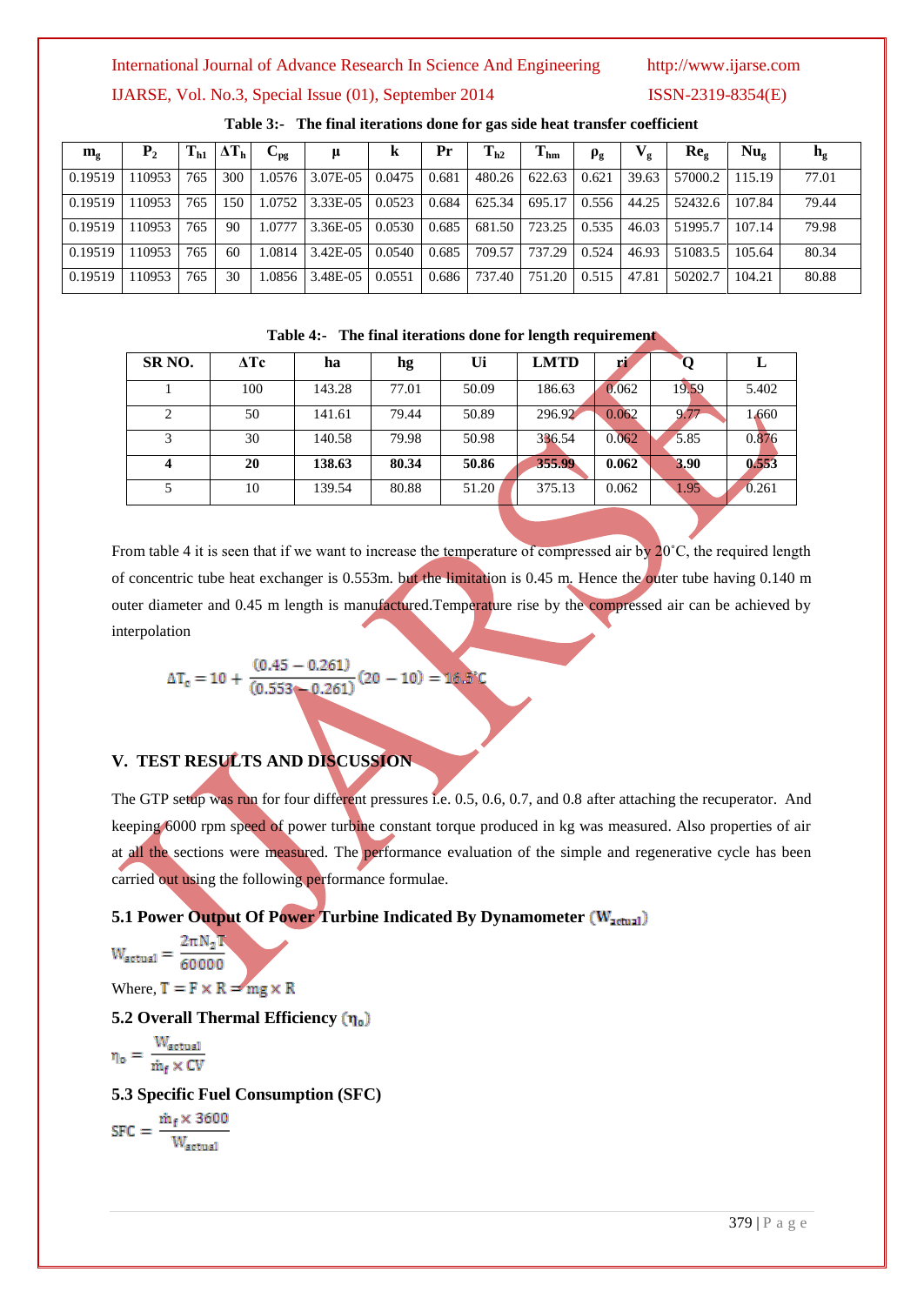**Table 3:- The final iterations done for gas side heat transfer coefficient**

| $m_g$ | $P_2$ | $T_{h1}$ | $\Delta T_h$ | $C_{pg}$ | μ | k | Pr | $T_{h2}$ | $T_{hm}$ | $\rho_g$ | $V_g$ | $Re_g$ | $Nu_g$ | $h_g$ |
|---|---|---|---|---|---|---|---|---|---|---|---|---|---|---|
| 0.19519 | 110953 | 765 | 300 | 1.0576 | 3.07E-05 | 0.0475 | 0.681 | 480.26 | 622.63 | 0.621 | 39.63 | 57000.2 | 115.19 | 77.01 |
| 0.19519 | 110953 | 765 | 150 | 1.0752 | 3.33E-05 | 0.0523 | 0.684 | 625.34 | 695.17 | 0.556 | 44.25 | 52432.6 | 107.84 | 79.44 |
| 0.19519 | 110953 | 765 | 90 | 1.0777 | 3.36E-05 | 0.0530 | 0.685 | 681.50 | 723.25 | 0.535 | 46.03 | 51995.7 | 107.14 | 79.98 |
| 0.19519 | 110953 | 765 | 60 | 1.0814 | 3.42E-05 | 0.0540 | 0.685 | 709.57 | 737.29 | 0.524 | 46.93 | 51083.5 | 105.64 | 80.34 |
| 0.19519 | 110953 | 765 | 30 | 1.0856 | 3.48E-05 | 0.0551 | 0.686 | 737.40 | 751.20 | 0.515 | 47.81 | 50202.7 | 104.21 | 80.88 |

**Table 4:- The final iterations done for length requirement**

| SR NO. | ΔTc | ha | hg | Ui | LMTD | ri | Q | L |
|---|---|---|---|---|---|---|---|---|
| 1 | 100 | 143.28 | 77.01 | 50.09 | 186.63 | 0.062 | 19.59 | 5.402 |
| 2 | 50 | 141.61 | 79.44 | 50.89 | 296.92 | 0.062 | 9.77 | 1.660 |
| 3 | 30 | 140.58 | 79.98 | 50.98 | 336.54 | 0.062 | 5.85 | 0.876 |
| **4** | **20** | **138.63** | **80.34** | **50.86** | **355.99** | **0.062** | **3.90** | **0.553** |
| 5 | 10 | 139.54 | 80.88 | 51.20 | 375.13 | 0.062 | 1.95 | 0.261 |

From table 4 it is seen that if we want to increase the temperature of compressed air by 20˚C, the required length of concentric tube heat exchanger is 0.553m. but the limitation is 0.45 m. Hence the outer tube having 0.140 m outer diameter and 0.45 m length is manufactured.Temperature rise by the compressed air can be achieved by interpolation

$$\Delta T_c = 10 + \frac{(0.45 - 0.261)}{(0.553 - 0.261)}(20 - 10) = 16.5^{\circ}C$$

## V. TEST RESULTS AND DISCUSSION

The GTP setup was run for four different pressures i.e. 0.5, 0.6, 0.7, and 0.8 after attaching the recuperator. And keeping 6000 rpm speed of power turbine constant torque produced in kg was measured. Also properties of air at all the sections were measured. The performance evaluation of the simple and regenerative cycle has been carried out using the following performance formulae.

### 5.1 Power Output Of Power Turbine Indicated By Dynamometer ($W_{actual}$)

$$W_{actual} = \frac{2\pi N_2 T}{60000}$$

Where, $T = F \times R = mg \times R$

### 5.2 Overall Thermal Efficiency ($\eta_o$)

$$\eta_o = \frac{W_{actual}}{\dot{m}_f \times CV}$$

### 5.3 Specific Fuel Consumption (SFC)

$$SFC = \frac{\dot{m}_f \times 3600}{W_{actual}}$$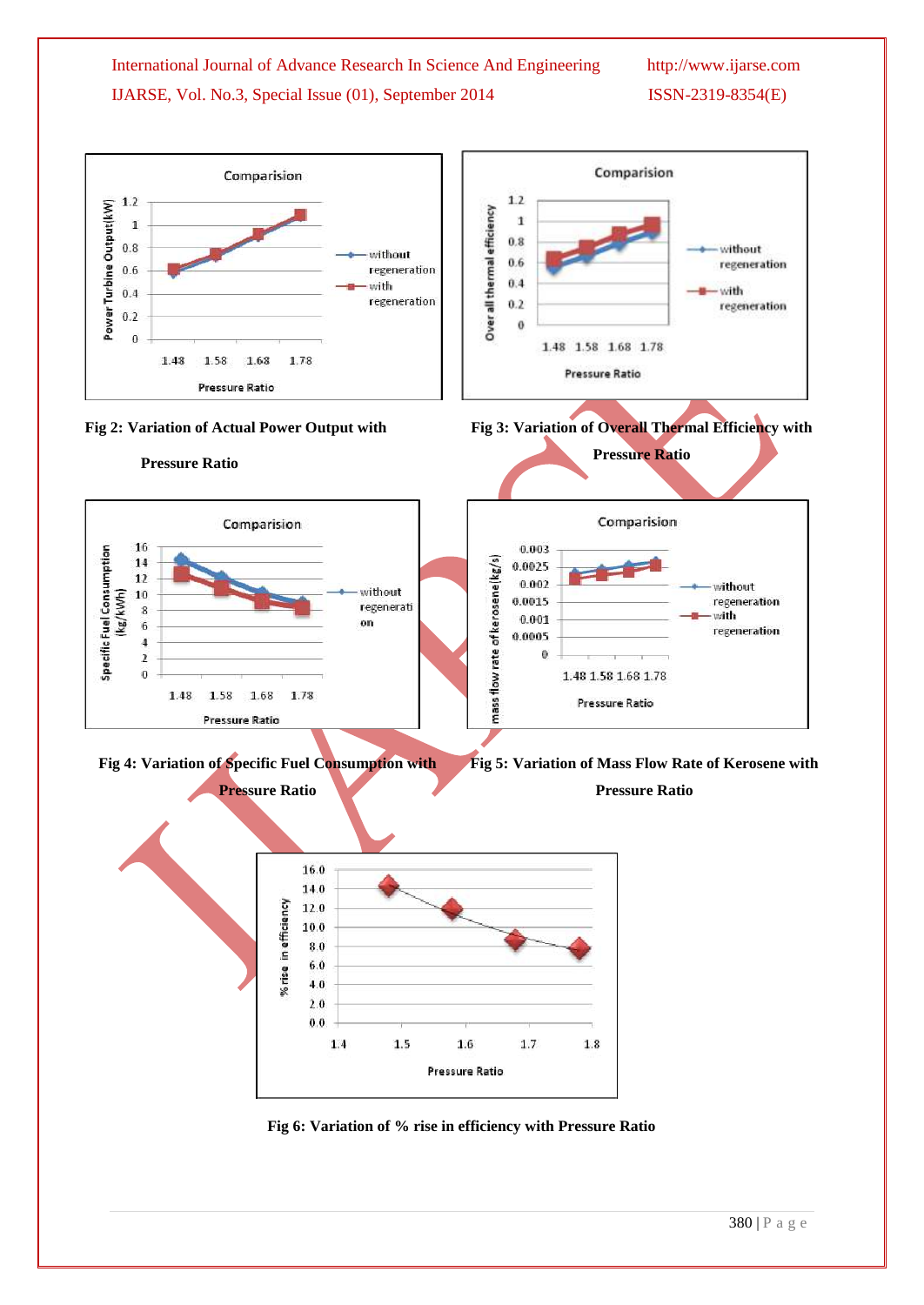Fig 2: Variation of Actual Power Output with Pressure Ratio

Fig 3: Variation of Overall Thermal Efficiency with Pressure Ratio

Fig 4: Variation of Specific Fuel Consumption with Pressure Ratio

Fig 5: Variation of Mass Flow Rate of Kerosene with Pressure Ratio

Fig 6: Variation of % rise in efficiency with Pressure Ratio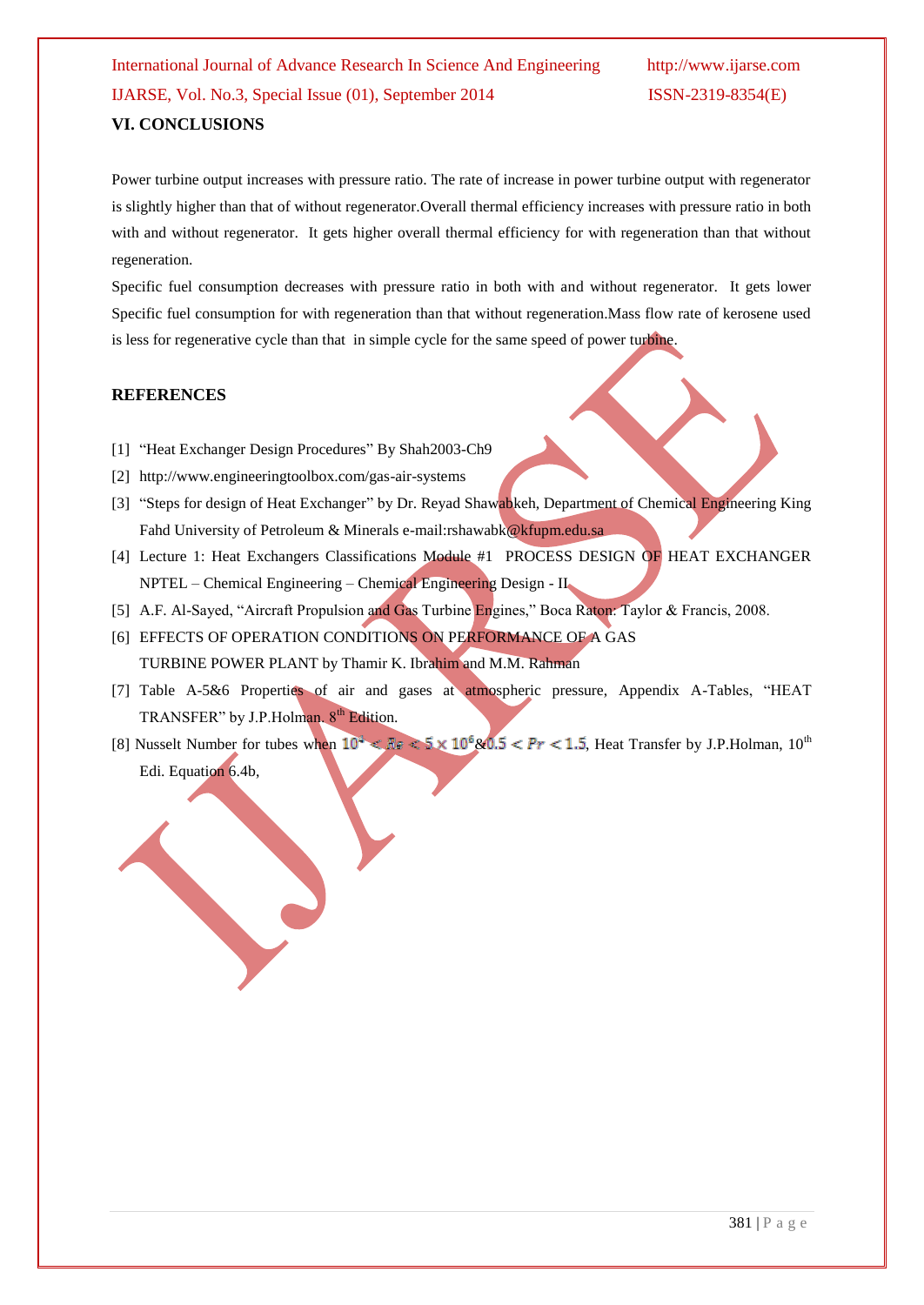## VI. CONCLUSIONS

Power turbine output increases with pressure ratio. The rate of increase in power turbine output with regenerator is slightly higher than that of without regenerator.Overall thermal efficiency increases with pressure ratio in both with and without regenerator. It gets higher overall thermal efficiency for with regeneration than that without regeneration.

Specific fuel consumption decreases with pressure ratio in both with and without regenerator. It gets lower Specific fuel consumption for with regeneration than that without regeneration.Mass flow rate of kerosene used is less for regenerative cycle than that in simple cycle for the same speed of power turbine.

## REFERENCES

[1] "Heat Exchanger Design Procedures" By Shah2003-Ch9

[2] http://www.engineeringtoolbox.com/gas-air-systems

[3] "Steps for design of Heat Exchanger" by Dr. Reyad Shawabkeh, Department of Chemical Engineering King Fahd University of Petroleum & Minerals e-mail:rshawabk@kfupm.edu.sa

[4] Lecture 1: Heat Exchangers Classifications Module #1 PROCESS DESIGN OF HEAT EXCHANGER NPTEL – Chemical Engineering – Chemical Engineering Design - II

[5] A.F. Al-Sayed, "Aircraft Propulsion and Gas Turbine Engines," Boca Raton: Taylor & Francis, 2008.

[6] EFFECTS OF OPERATION CONDITIONS ON PERFORMANCE OF A GAS TURBINE POWER PLANT by Thamir K. Ibrahim and M.M. Rahman

[7] Table A-5&6 Properties of air and gases at atmospheric pressure, Appendix A-Tables, "HEAT TRANSFER" by J.P.Holman. 8th Edition.

[8] Nusselt Number for tubes when $10^4 < Re < 5 \times 10^6$&$0.5 < Pr < 1.5$, Heat Transfer by J.P.Holman, 10th Edi. Equation 6.4b,